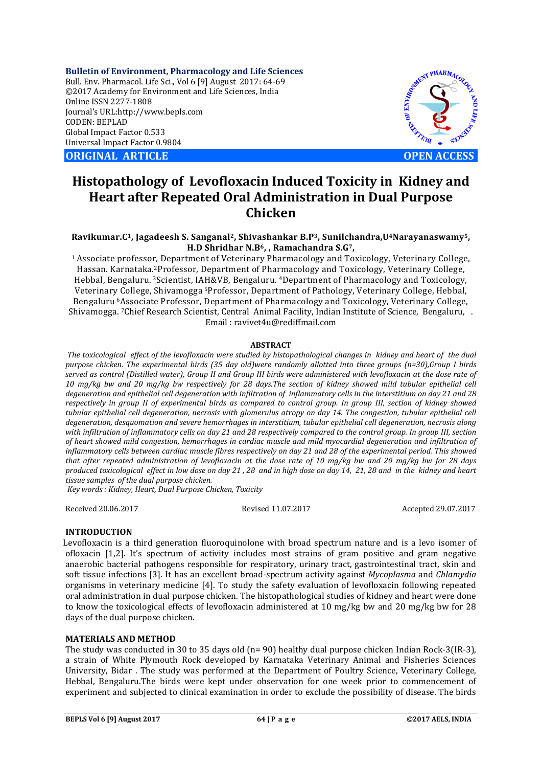**Bulletin of Environment, Pharmacology and Life Sciences**
Bull. Env. Pharmacol. Life Sci., Vol 6 [9] August 2017: 64-69
©2017 Academy for Environment and Life Sciences, India
Online ISSN 2277-1808
Journal's URL:http://www.bepls.com
CODEN: BEPLAD
Global Impact Factor 0.533
Universal Impact Factor 0.9804

**ORIGINAL ARTICLE** **OPEN ACCESS**

# Histopathology of Levofloxacin Induced Toxicity in Kidney and Heart after Repeated Oral Administration in Dual Purpose Chicken

**Ravikumar.C[1], Jagadeesh S. Sanganal[2], Shivashankar B.P[3], Sunilchandra,U[4]Narayanaswamy[5], H.D Shridhar N.B[6], , Ramachandra S.G[7],**

[1] Associate professor, Department of Veterinary Pharmacology and Toxicology, Veterinary College, Hassan. Karnataka.[2]Professor, Department of Pharmacology and Toxicology, Veterinary College, Hebbal, Bengaluru. [3]Scientist, IAH&VB, Bengaluru. [4]Department of Pharmacology and Toxicology, Veterinary College, Shivamogga [5]Professor, Department of Pathology, Veterinary College, Hebbal, Bengaluru [6]Associate Professor, Department of Pharmacology and Toxicology, Veterinary College, Shivamogga. [7]Chief Research Scientist, Central Animal Facility, Indian Institute of Science, Bengaluru, .
Email : ravivet4u@rediffmail.com

## ABSTRACT

*The toxicological effect of the levofloxacin were studied by histopathological changes in kidney and heart of the dual purpose chicken. The experimental birds (35 day old)were randomly allotted into three groups (n=30),Group I birds served as control (Distilled water), Group II and Group III birds were administered with levofloxacin at the dose rate of 10 mg/kg bw and 20 mg/kg bw respectively for 28 days.The section of kidney showed mild tubular epithelial cell degeneration and epithelial cell degeneration with infiltration of inflammatory cells in the interstitium on day 21 and 28 respectively in group II of experimental birds as compared to control group. In group III, section of kidney showed tubular epithelial cell degeneration, necrosis with glomerulus atropy on day 14. The congestion, tubular epithelial cell degeneration, desquomation and severe hemorrhages in interstitium, tubular epithelial cell degeneration, necrosis along with infiltration of inflammatory cells on day 21 and 28 respectively compared to the control group. In group III, section of heart showed mild congestion, hemorrhages in cardiac muscle and mild myocardial degeneration and infiltration of inflammatory cells between cardiac muscle fibres respectively on day 21 and 28 of the experimental period. This showed that after repeated administration of levofloxacin at the dose rate of 10 mg/kg bw and 20 mg/kg bw for 28 days produced toxicological effect in low dose on day 21 , 28 and in high dose on day 14, 21, 28 and in the kidney and heart tissue samples of the dual purpose chicken.*

*Key words : Kidney, Heart, Dual Purpose Chicken, Toxicity*

Received 20.06.2017 Revised 11.07.2017 Accepted 29.07.2017

## INTRODUCTION

Levofloxacin is a third generation fluoroquinolone with broad spectrum nature and is a levo isomer of ofloxacin [1,2]. It's spectrum of activity includes most strains of gram positive and gram negative anaerobic bacterial pathogens responsible for respiratory, urinary tract, gastrointestinal tract, skin and soft tissue infections [3]. It has an excellent broad-spectrum activity against *Mycoplasma* and *Chlamydia* organisms in veterinary medicine [4]. To study the safety evaluation of levofloxacin following repeated oral administration in dual purpose chicken. The histopathological studies of kidney and heart were done to know the toxicological effects of levofloxacin administered at 10 mg/kg bw and 20 mg/kg bw for 28 days of the dual purpose chicken.

## MATERIALS AND METHOD

The study was conducted in 30 to 35 days old (n= 90) healthy dual purpose chicken Indian Rock-3(IR-3), a strain of White Plymouth Rock developed by Karnataka Veterinary Animal and Fisheries Sciences University, Bidar . The study was performed at the Department of Poultry Science, Veterinary College, Hebbal, Bengaluru.The birds were kept under observation for one week prior to commencement of experiment and subjected to clinical examination in order to exclude the possibility of disease. The birds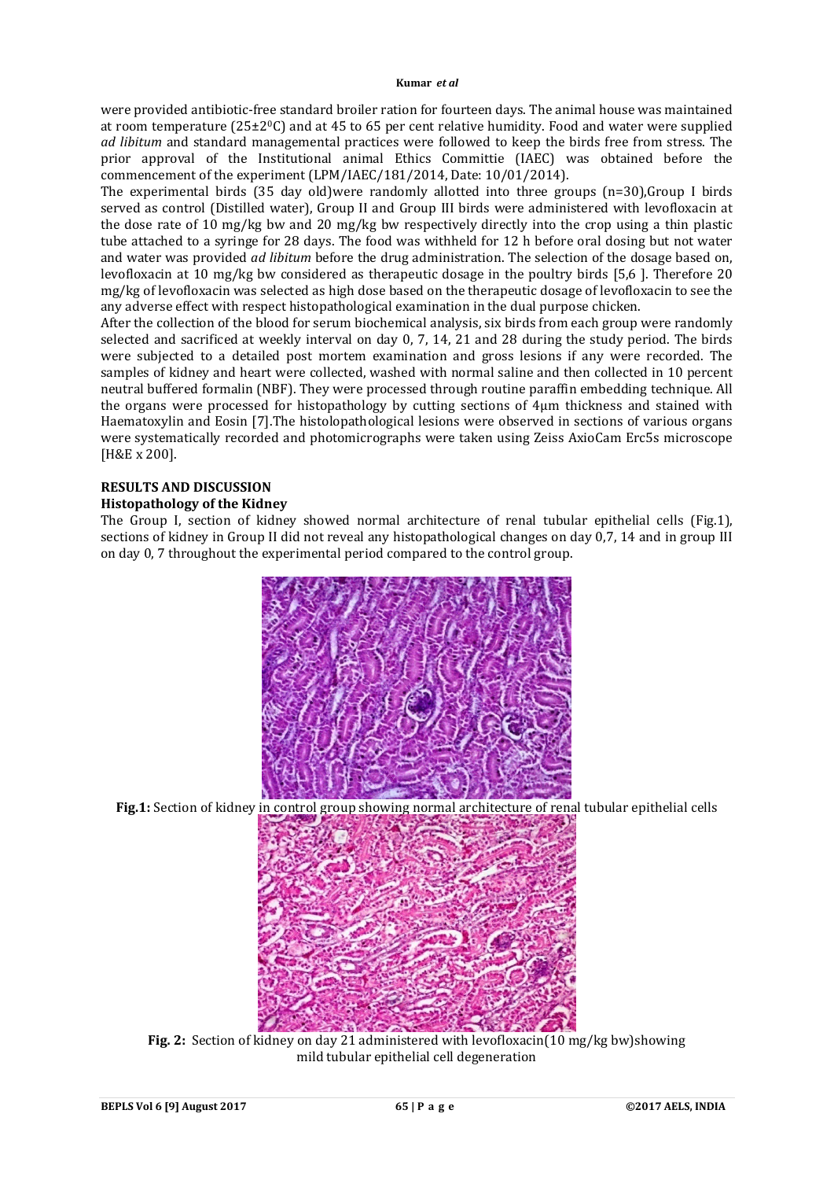were provided antibiotic-free standard broiler ration for fourteen days. The animal house was maintained at room temperature (25±2$^0$C) and at 45 to 65 per cent relative humidity. Food and water were supplied *ad libitum* and standard managemental practices were followed to keep the birds free from stress. The prior approval of the Institutional animal Ethics Committie (IAEC) was obtained before the commencement of the experiment (LPM/IAEC/181/2014, Date: 10/01/2014).

The experimental birds (35 day old)were randomly allotted into three groups (n=30),Group I birds served as control (Distilled water), Group II and Group III birds were administered with levofloxacin at the dose rate of 10 mg/kg bw and 20 mg/kg bw respectively directly into the crop using a thin plastic tube attached to a syringe for 28 days. The food was withheld for 12 h before oral dosing but not water and water was provided *ad libitum* before the drug administration. The selection of the dosage based on, levofloxacin at 10 mg/kg bw considered as therapeutic dosage in the poultry birds [5,6 ]. Therefore 20 mg/kg of levofloxacin was selected as high dose based on the therapeutic dosage of levofloxacin to see the any adverse effect with respect histopathological examination in the dual purpose chicken.

After the collection of the blood for serum biochemical analysis, six birds from each group were randomly selected and sacrificed at weekly interval on day 0, 7, 14, 21 and 28 during the study period. The birds were subjected to a detailed post mortem examination and gross lesions if any were recorded. The samples of kidney and heart were collected, washed with normal saline and then collected in 10 percent neutral buffered formalin (NBF). They were processed through routine paraffin embedding technique. All the organs were processed for histopathology by cutting sections of 4μm thickness and stained with Haematoxylin and Eosin [7].The histolopathological lesions were observed in sections of various organs were systematically recorded and photomicrographs were taken using Zeiss AxioCam Erc5s microscope [H&E x 200].

## RESULTS AND DISCUSSION

### Histopathology of the Kidney

The Group I, section of kidney showed normal architecture of renal tubular epithelial cells (Fig.1), sections of kidney in Group II did not reveal any histopathological changes on day 0,7, 14 and in group III on day 0, 7 throughout the experimental period compared to the control group.

**Fig.1:** Section of kidney in control group showing normal architecture of renal tubular epithelial cells

**Fig. 2:** Section of kidney on day 21 administered with levofloxacin(10 mg/kg bw)showing mild tubular epithelial cell degeneration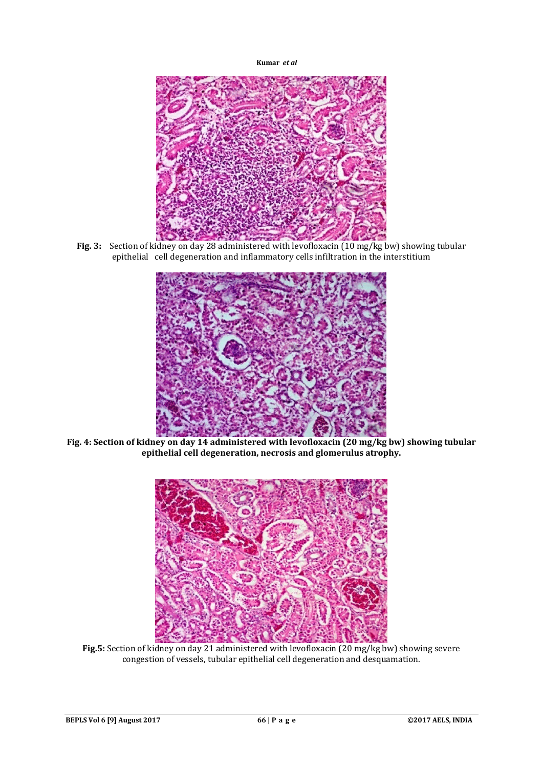**Fig. 3:** Section of kidney on day 28 administered with levofloxacin (10 mg/kg bw) showing tubular epithelial cell degeneration and inflammatory cells infiltration in the interstitium

**Fig. 4: Section of kidney on day 14 administered with levofloxacin (20 mg/kg bw) showing tubular epithelial cell degeneration, necrosis and glomerulus atrophy.**

**Fig.5:** Section of kidney on day 21 administered with levofloxacin (20 mg/kg bw) showing severe congestion of vessels, tubular epithelial cell degeneration and desquamation.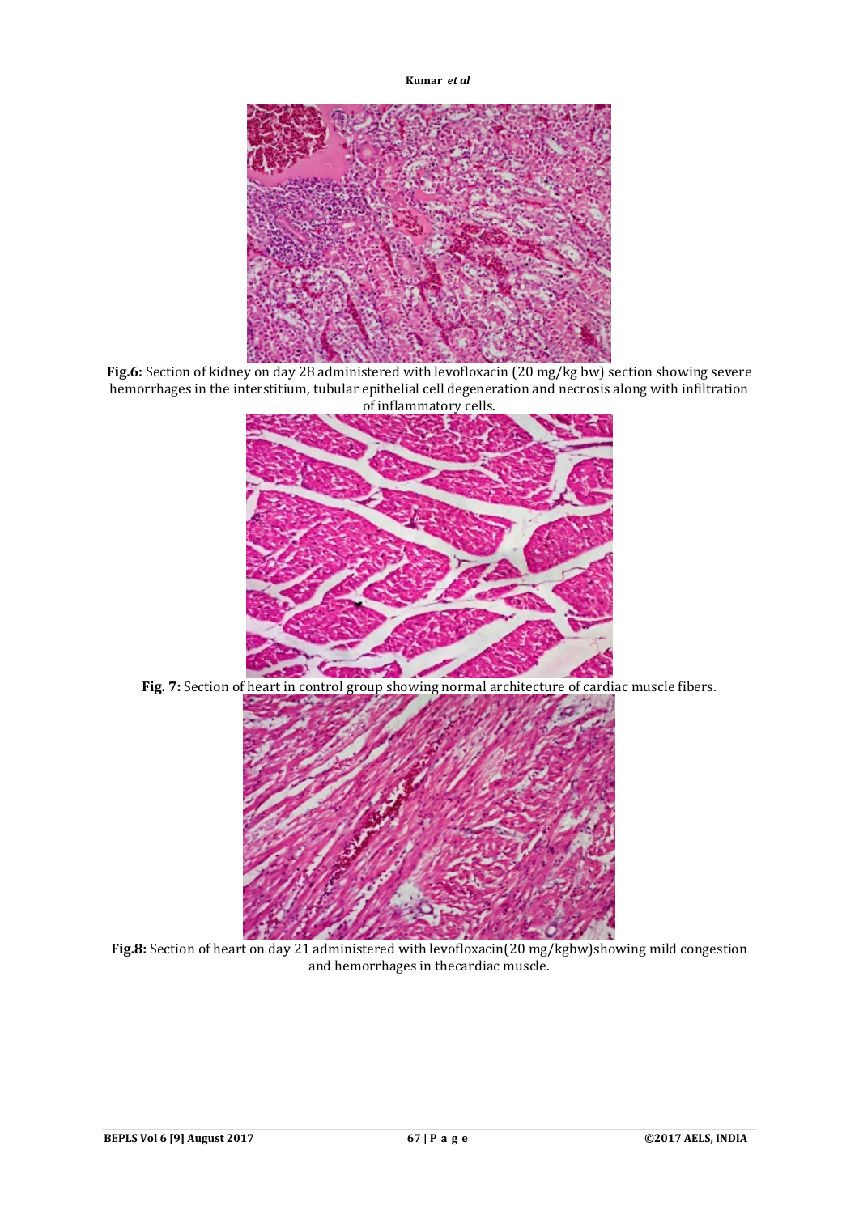**Fig.6:** Section of kidney on day 28 administered with levofloxacin (20 mg/kg bw) section showing severe hemorrhages in the interstitium, tubular epithelial cell degeneration and necrosis along with infiltration of inflammatory cells.

**Fig. 7:** Section of heart in control group showing normal architecture of cardiac muscle fibers.

**Fig.8:** Section of heart on day 21 administered with levofloxacin(20 mg/kgbw)showing mild congestion and hemorrhages in thecardiac muscle.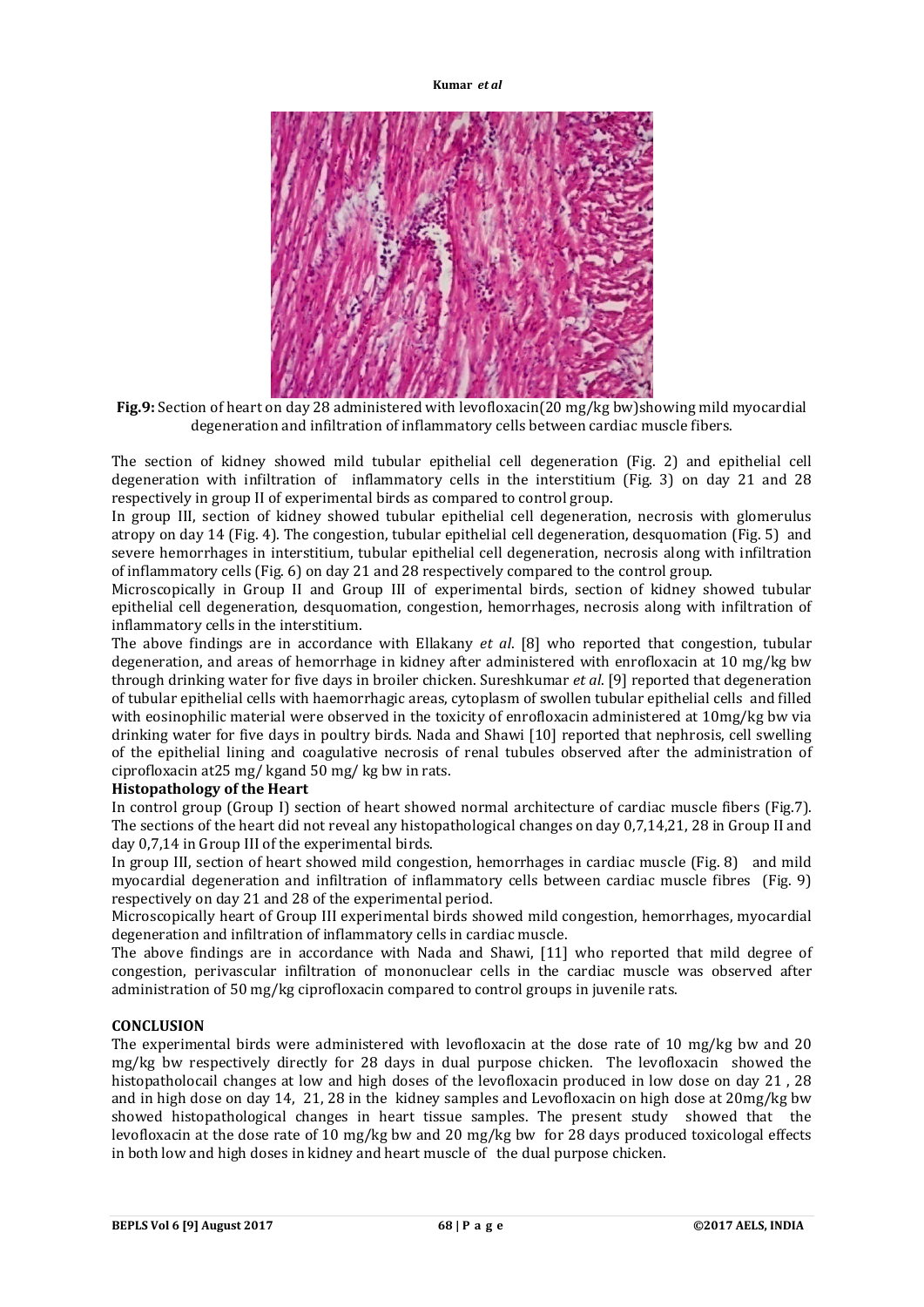**Fig.9:** Section of heart on day 28 administered with levofloxacin(20 mg/kg bw)showing mild myocardial degeneration and infiltration of inflammatory cells between cardiac muscle fibers.

The section of kidney showed mild tubular epithelial cell degeneration (Fig. 2) and epithelial cell degeneration with infiltration of inflammatory cells in the interstitium (Fig. 3) on day 21 and 28 respectively in group II of experimental birds as compared to control group.

In group III, section of kidney showed tubular epithelial cell degeneration, necrosis with glomerulus atropy on day 14 (Fig. 4). The congestion, tubular epithelial cell degeneration, desquomation (Fig. 5) and severe hemorrhages in interstitium, tubular epithelial cell degeneration, necrosis along with infiltration of inflammatory cells (Fig. 6) on day 21 and 28 respectively compared to the control group.

Microscopically in Group II and Group III of experimental birds, section of kidney showed tubular epithelial cell degeneration, desquomation, congestion, hemorrhages, necrosis along with infiltration of inflammatory cells in the interstitium.

The above findings are in accordance with Ellakany *et al*. [8] who reported that congestion, tubular degeneration, and areas of hemorrhage in kidney after administered with enrofloxacin at 10 mg/kg bw through drinking water for five days in broiler chicken. Sureshkumar *et al*. [9] reported that degeneration of tubular epithelial cells with haemorrhagic areas, cytoplasm of swollen tubular epithelial cells and filled with eosinophilic material were observed in the toxicity of enrofloxacin administered at 10mg/kg bw via drinking water for five days in poultry birds. Nada and Shawi [10] reported that nephrosis, cell swelling of the epithelial lining and coagulative necrosis of renal tubules observed after the administration of ciprofloxacin at25 mg/ kgand 50 mg/ kg bw in rats.

**Histopathology of the Heart**

In control group (Group I) section of heart showed normal architecture of cardiac muscle fibers (Fig.7). The sections of the heart did not reveal any histopathological changes on day 0,7,14,21, 28 in Group II and day 0,7,14 in Group III of the experimental birds.

In group III, section of heart showed mild congestion, hemorrhages in cardiac muscle (Fig. 8) and mild myocardial degeneration and infiltration of inflammatory cells between cardiac muscle fibres (Fig. 9) respectively on day 21 and 28 of the experimental period.

Microscopically heart of Group III experimental birds showed mild congestion, hemorrhages, myocardial degeneration and infiltration of inflammatory cells in cardiac muscle.

The above findings are in accordance with Nada and Shawi, [11] who reported that mild degree of congestion, perivascular infiltration of mononuclear cells in the cardiac muscle was observed after administration of 50 mg/kg ciprofloxacin compared to control groups in juvenile rats.

## CONCLUSION

The experimental birds were administered with levofloxacin at the dose rate of 10 mg/kg bw and 20 mg/kg bw respectively directly for 28 days in dual purpose chicken. The levofloxacin showed the histopatholocail changes at low and high doses of the levofloxacin produced in low dose on day 21 , 28 and in high dose on day 14, 21, 28 in the kidney samples and Levofloxacin on high dose at 20mg/kg bw showed histopathological changes in heart tissue samples. The present study showed that the levofloxacin at the dose rate of 10 mg/kg bw and 20 mg/kg bw for 28 days produced toxicologal effects in both low and high doses in kidney and heart muscle of the dual purpose chicken.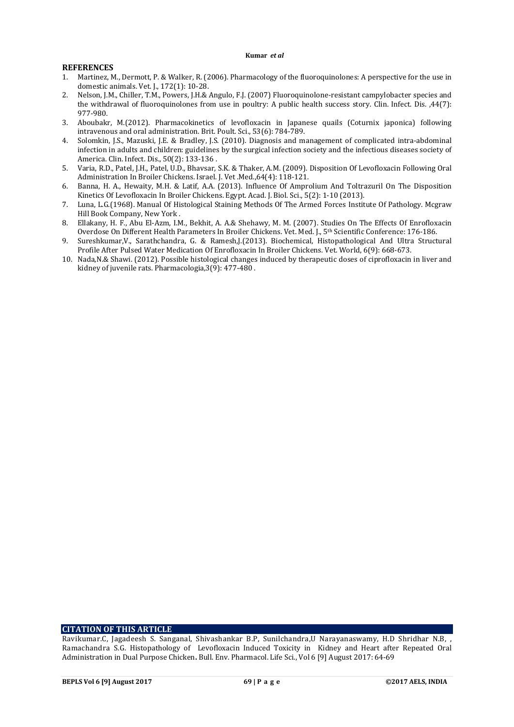## REFERENCES

1. Martinez, M., Dermott, P. & Walker, R. (2006). Pharmacology of the fluoroquinolones: A perspective for the use in domestic animals. Vet. J., 172(1): 10-28.
2. Nelson, J.M., Chiller, T.M., Powers, J.H.& Angulo, F.J. (2007) Fluoroquinolone-resistant campylobacter species and the withdrawal of fluoroquinolones from use in poultry: A public health success story. Clin. Infect. Dis. ,44(7): 977-980.
3. Aboubakr, M.(2012). Pharmacokinetics of levofloxacin in Japanese quails (Coturnix japonica) following intravenous and oral administration. Brit. Poult. Sci., 53(6): 784-789.
4. Solomkin, J.S., Mazuski, J.E. & Bradley, J.S. (2010). Diagnosis and management of complicated intra-abdominal infection in adults and children: guidelines by the surgical infection society and the infectious diseases society of America. Clin. Infect. Dis., 50(2): 133-136 .
5. Varia, R.D., Patel, J.H., Patel, U.D., Bhavsar, S.K. & Thaker, A.M. (2009). Disposition Of Levofloxacin Following Oral Administration In Broiler Chickens. Israel. J. Vet .Med.,64(4): 118-121.
6. Banna, H. A., Hewaity, M.H. & Latif, A.A. (2013). Influence Of Amprolium And Toltrazuril On The Disposition Kinetics Of Levofloxacin In Broiler Chickens. Egypt. Acad. J. Biol. Sci., 5(2): 1-10 (2013).
7. Luna, L.G.(1968). Manual Of Histological Staining Methods Of The Armed Forces Institute Of Pathology. Mcgraw Hill Book Company, New York .
8. Ellakany, H. F., Abu El-Azm, I.M., Bekhit, A. A.& Shehawy, M. M. (2007). Studies On The Effects Of Enrofloxacin Overdose On Different Health Parameters In Broiler Chickens. Vet. Med. J., 5th Scientific Conference: 176-186.
9. Sureshkumar,V., Sarathchandra, G. & Ramesh,J.(2013). Biochemical, Histopathological And Ultra Structural Profile After Pulsed Water Medication Of Enrofloxacin In Broiler Chickens. Vet. World, 6(9): 668-673.
10. Nada,N.& Shawi. (2012). Possible histological changes induced by therapeutic doses of ciprofloxacin in liver and kidney of juvenile rats. Pharmacologia,3(9): 477-480 .

## CITATION OF THIS ARTICLE

Ravikumar.C, Jagadeesh S. Sanganal, Shivashankar B.P, Sunilchandra,U Narayanaswamy, H.D Shridhar N.B, , Ramachandra S.G. Histopathology of Levofloxacin Induced Toxicity in Kidney and Heart after Repeated Oral Administration in Dual Purpose Chicken**.** Bull. Env. Pharmacol. Life Sci., Vol 6 [9] August 2017: 64-69